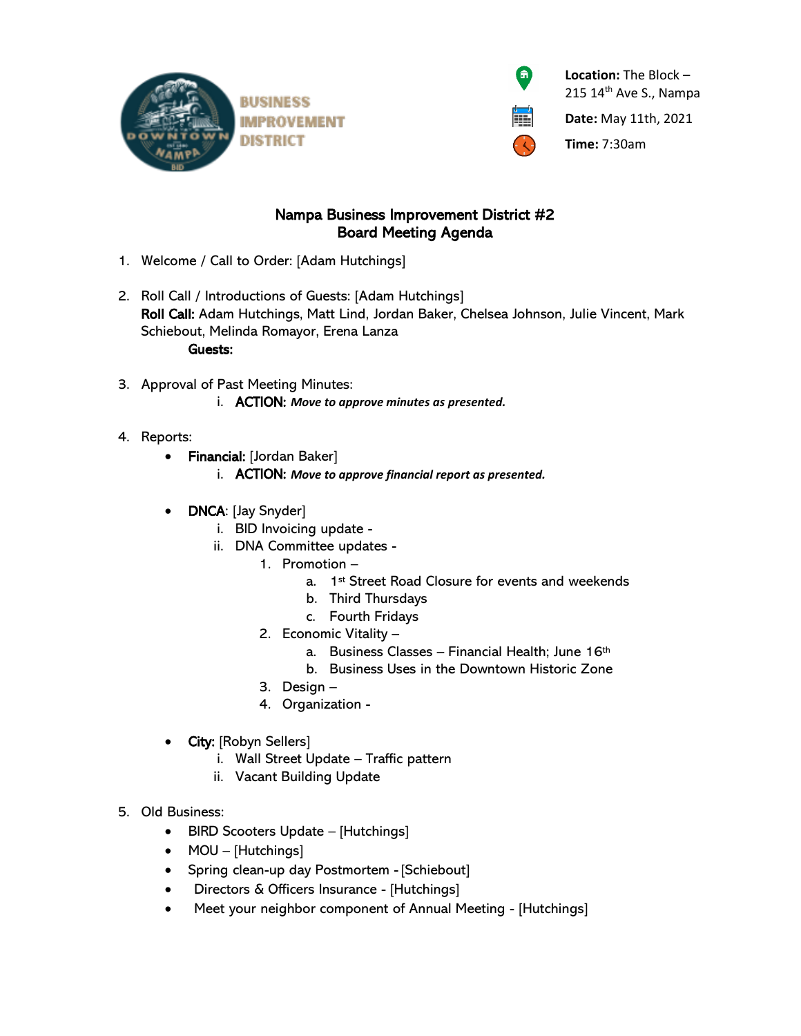BUSINESS IMPROVEMENT DISTRICT

**Location:** The Block – 215 14th Ave S., Nampa

**Date:** May 11th, 2021

**Time:** 7:30am

# Nampa Business Improvement District #2
## Board Meeting Agenda

1. Welcome / Call to Order: [Adam Hutchings]

2. Roll Call / Introductions of Guests: [Adam Hutchings]
   **Roll Call:** Adam Hutchings, Matt Lind, Jordan Baker, Chelsea Johnson, Julie Vincent, Mark Schiebout, Melinda Romayor, Erena Lanza
   **Guests:**

3. Approval of Past Meeting Minutes:
   i. **ACTION:** ***Move to approve minutes as presented.***

4. Reports:
   - **Financial:** [Jordan Baker]
     i. **ACTION:** ***Move to approve financial report as presented.***

   - **DNCA**: [Jay Snyder]
     i. BID Invoicing update -
     ii. DNA Committee updates -
        1. Promotion –
           a. 1st Street Road Closure for events and weekends
           b. Third Thursdays
           c. Fourth Fridays
        2. Economic Vitality –
           a. Business Classes – Financial Health; June 16th
           b. Business Uses in the Downtown Historic Zone
        3. Design –
        4. Organization -

   - **City:** [Robyn Sellers]
     i. Wall Street Update – Traffic pattern
     ii. Vacant Building Update

5. Old Business:
   - BIRD Scooters Update – [Hutchings]
   - MOU – [Hutchings]
   - Spring clean-up day Postmortem - [Schiebout]
   - Directors & Officers Insurance - [Hutchings]
   - Meet your neighbor component of Annual Meeting - [Hutchings]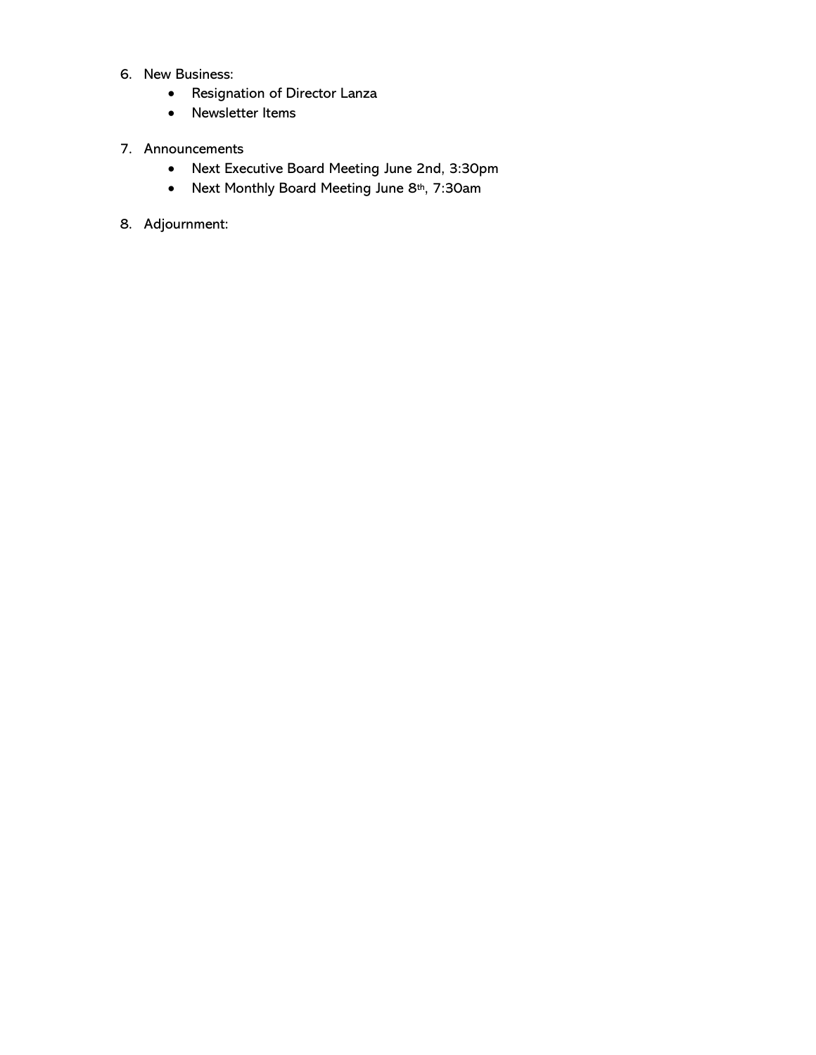6. New Business:
    - Resignation of Director Lanza
    - Newsletter Items

7. Announcements
    - Next Executive Board Meeting June 2nd, 3:30pm
    - Next Monthly Board Meeting June 8th, 7:30am

8. Adjournment: